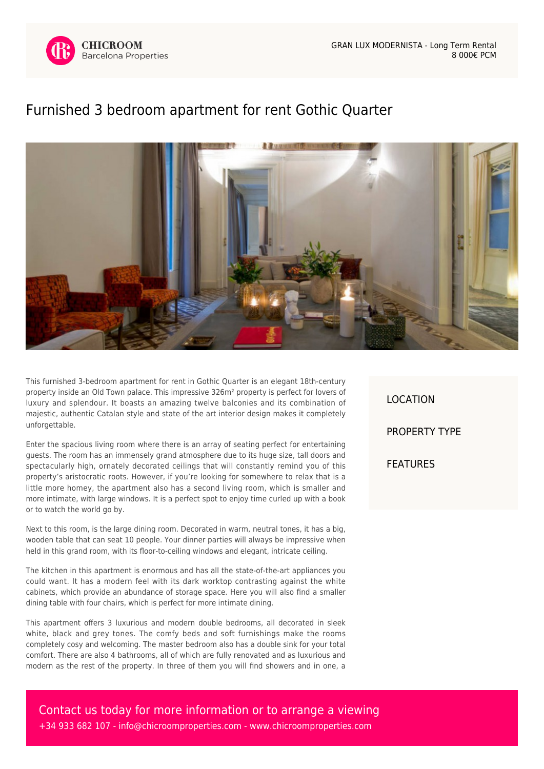CHICROOM
Barcelona Properties

GRAN LUX MODERNISTA - Long Term Rental
8 000€ PCM

# Furnished 3 bedroom apartment for rent Gothic Quarter

This furnished 3-bedroom apartment for rent in Gothic Quarter is an elegant 18th-century property inside an Old Town palace. This impressive 326m² property is perfect for lovers of luxury and splendour. It boasts an amazing twelve balconies and its combination of majestic, authentic Catalan style and state of the art interior design makes it completely unforgettable.

Enter the spacious living room where there is an array of seating perfect for entertaining guests. The room has an immensely grand atmosphere due to its huge size, tall doors and spectacularly high, ornately decorated ceilings that will constantly remind you of this property's aristocratic roots. However, if you're looking for somewhere to relax that is a little more homey, the apartment also has a second living room, which is smaller and more intimate, with large windows. It is a perfect spot to enjoy time curled up with a book or to watch the world go by.

Next to this room, is the large dining room. Decorated in warm, neutral tones, it has a big, wooden table that can seat 10 people. Your dinner parties will always be impressive when held in this grand room, with its floor-to-ceiling windows and elegant, intricate ceiling.

The kitchen in this apartment is enormous and has all the state-of-the-art appliances you could want. It has a modern feel with its dark worktop contrasting against the white cabinets, which provide an abundance of storage space. Here you will also find a smaller dining table with four chairs, which is perfect for more intimate dining.

This apartment offers 3 luxurious and modern double bedrooms, all decorated in sleek white, black and grey tones. The comfy beds and soft furnishings make the rooms completely cosy and welcoming. The master bedroom also has a double sink for your total comfort. There are also 4 bathrooms, all of which are fully renovated and as luxurious and modern as the rest of the property. In three of them you will find showers and in one, a

LOCATION

PROPERTY TYPE

FEATURES

Contact us today for more information or to arrange a viewing
+34 933 682 107 - info@chicroomproperties.com - www.chicroomproperties.com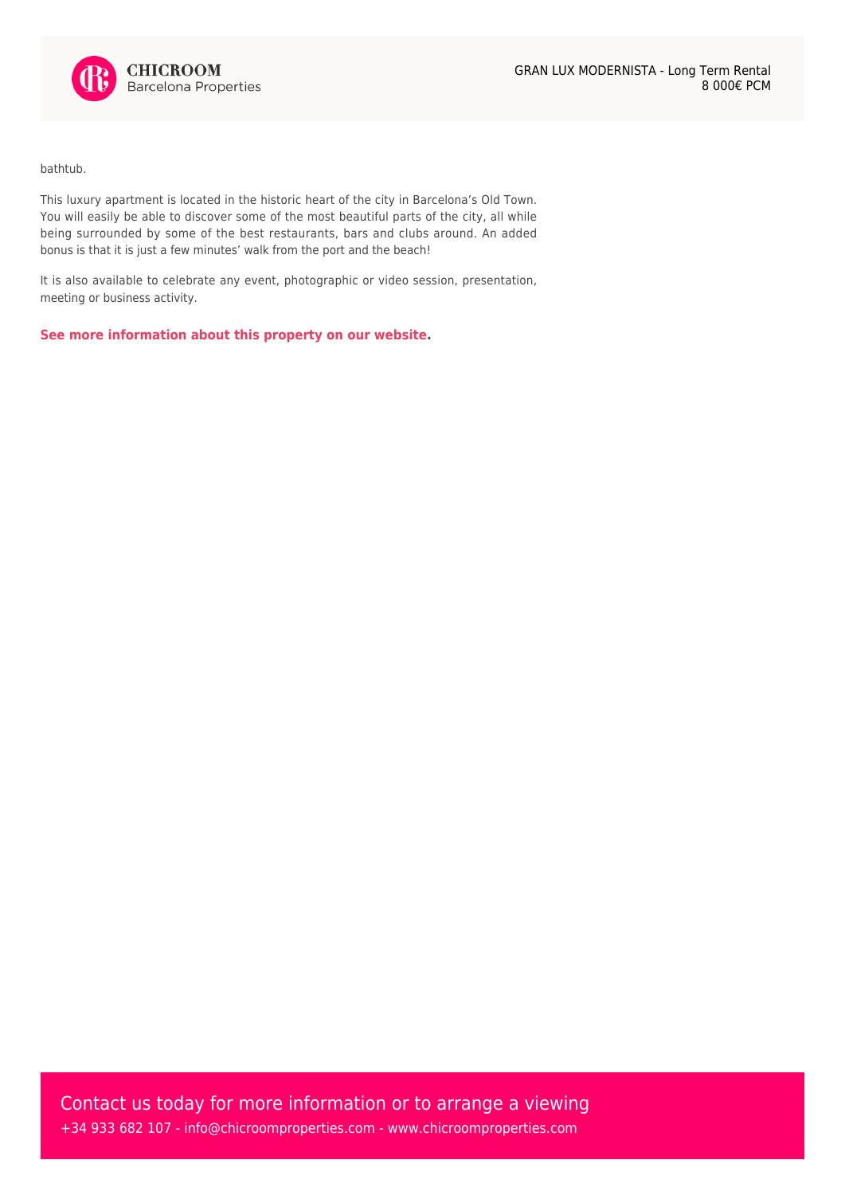bathtub.

This luxury apartment is located in the historic heart of the city in Barcelona's Old Town. You will easily be able to discover some of the most beautiful parts of the city, all while being surrounded by some of the best restaurants, bars and clubs around. An added bonus is that it is just a few minutes' walk from the port and the beach!

It is also available to celebrate any event, photographic or video session, presentation, meeting or business activity.

**See more information about this property on our website.**

Contact us today for more information or to arrange a viewing

+34 933 682 107 - info@chicroomproperties.com - www.chicroomproperties.com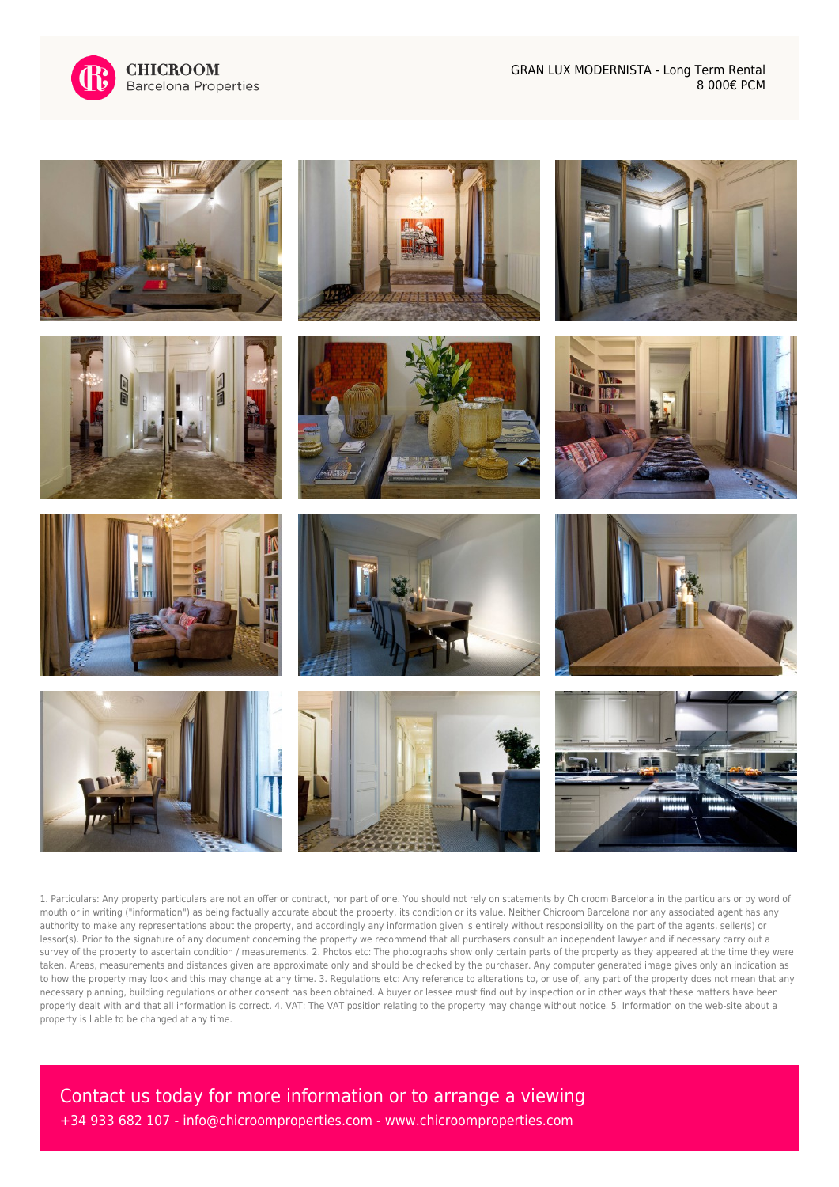CHICROOM
Barcelona Properties

GRAN LUX MODERNISTA - Long Term Rental
8 000€ PCM

1. Particulars: Any property particulars are not an offer or contract, nor part of one. You should not rely on statements by Chicroom Barcelona in the particulars or by word of mouth or in writing ("information") as being factually accurate about the property, its condition or its value. Neither Chicroom Barcelona nor any associated agent has any authority to make any representations about the property, and accordingly any information given is entirely without responsibility on the part of the agents, seller(s) or lessor(s). Prior to the signature of any document concerning the property we recommend that all purchasers consult an independent lawyer and if necessary carry out a survey of the property to ascertain condition / measurements. 2. Photos etc: The photographs show only certain parts of the property as they appeared at the time they were taken. Areas, measurements and distances given are approximate only and should be checked by the purchaser. Any computer generated image gives only an indication as to how the property may look and this may change at any time. 3. Regulations etc: Any reference to alterations to, or use of, any part of the property does not mean that any necessary planning, building regulations or other consent has been obtained. A buyer or lessee must find out by inspection or in other ways that these matters have been properly dealt with and that all information is correct. 4. VAT: The VAT position relating to the property may change without notice. 5. Information on the web-site about a property is liable to be changed at any time.

Contact us today for more information or to arrange a viewing
+34 933 682 107 - info@chicroomproperties.com - www.chicroomproperties.com